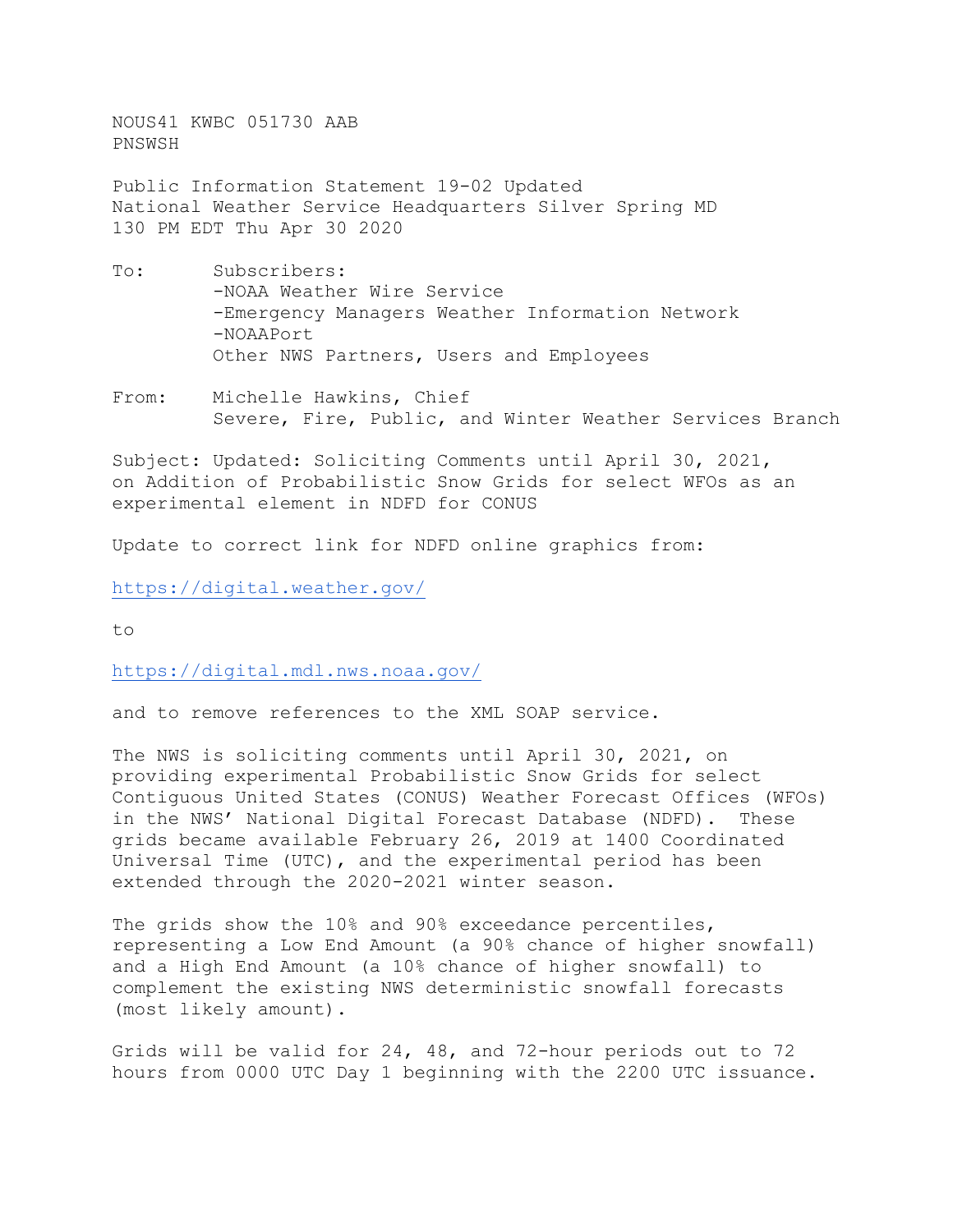NOUS41 KWBC 051730 AAB
PNSWSH

Public Information Statement 19-02 Updated
National Weather Service Headquarters Silver Spring MD
130 PM EDT Thu Apr 30 2020

To: Subscribers:
-NOAA Weather Wire Service
-Emergency Managers Weather Information Network
-NOAAPort
Other NWS Partners, Users and Employees

From: Michelle Hawkins, Chief
Severe, Fire, Public, and Winter Weather Services Branch

Subject: Updated: Soliciting Comments until April 30, 2021, on Addition of Probabilistic Snow Grids for select WFOs as an experimental element in NDFD for CONUS

Update to correct link for NDFD online graphics from:

https://digital.weather.gov/

to

https://digital.mdl.nws.noaa.gov/

and to remove references to the XML SOAP service.

The NWS is soliciting comments until April 30, 2021, on providing experimental Probabilistic Snow Grids for select Contiguous United States (CONUS) Weather Forecast Offices (WFOs) in the NWS' National Digital Forecast Database (NDFD). These grids became available February 26, 2019 at 1400 Coordinated Universal Time (UTC), and the experimental period has been extended through the 2020-2021 winter season.

The grids show the 10% and 90% exceedance percentiles, representing a Low End Amount (a 90% chance of higher snowfall) and a High End Amount (a 10% chance of higher snowfall) to complement the existing NWS deterministic snowfall forecasts (most likely amount).

Grids will be valid for 24, 48, and 72-hour periods out to 72 hours from 0000 UTC Day 1 beginning with the 2200 UTC issuance.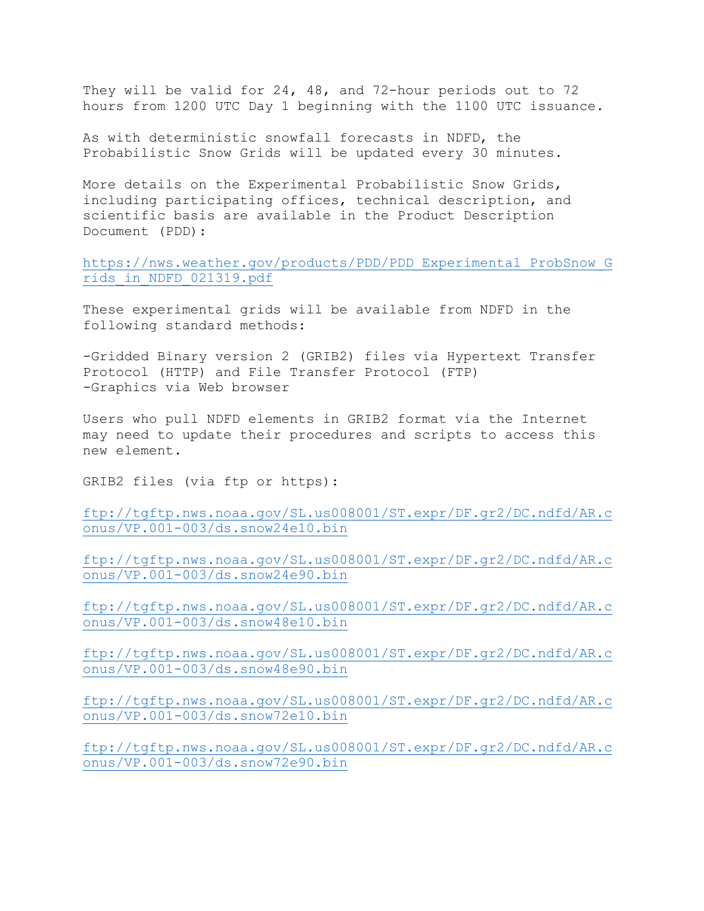They will be valid for 24, 48, and 72-hour periods out to 72 hours from 1200 UTC Day 1 beginning with the 1100 UTC issuance.

As with deterministic snowfall forecasts in NDFD, the Probabilistic Snow Grids will be updated every 30 minutes.

More details on the Experimental Probabilistic Snow Grids, including participating offices, technical description, and scientific basis are available in the Product Description Document (PDD):

https://nws.weather.gov/products/PDD/PDD_Experimental_ProbSnow_Grids_in_NDFD_021319.pdf

These experimental grids will be available from NDFD in the following standard methods:

-Gridded Binary version 2 (GRIB2) files via Hypertext Transfer Protocol (HTTP) and File Transfer Protocol (FTP)
-Graphics via Web browser

Users who pull NDFD elements in GRIB2 format via the Internet may need to update their procedures and scripts to access this new element.

GRIB2 files (via ftp or https):

ftp://tgftp.nws.noaa.gov/SL.us008001/ST.expr/DF.gr2/DC.ndfd/AR.conus/VP.001-003/ds.snow24e10.bin

ftp://tgftp.nws.noaa.gov/SL.us008001/ST.expr/DF.gr2/DC.ndfd/AR.conus/VP.001-003/ds.snow24e90.bin

ftp://tgftp.nws.noaa.gov/SL.us008001/ST.expr/DF.gr2/DC.ndfd/AR.conus/VP.001-003/ds.snow48e10.bin

ftp://tgftp.nws.noaa.gov/SL.us008001/ST.expr/DF.gr2/DC.ndfd/AR.conus/VP.001-003/ds.snow48e90.bin

ftp://tgftp.nws.noaa.gov/SL.us008001/ST.expr/DF.gr2/DC.ndfd/AR.conus/VP.001-003/ds.snow72e10.bin

ftp://tgftp.nws.noaa.gov/SL.us008001/ST.expr/DF.gr2/DC.ndfd/AR.conus/VP.001-003/ds.snow72e90.bin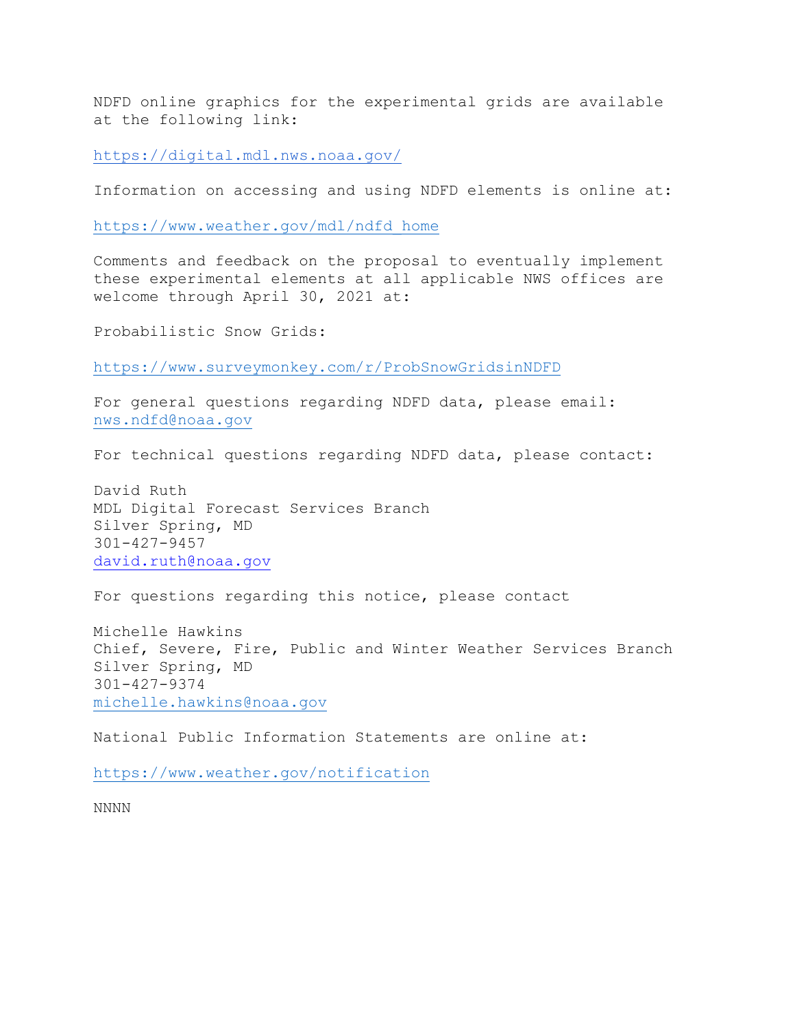NDFD online graphics for the experimental grids are available at the following link:

https://digital.mdl.nws.noaa.gov/

Information on accessing and using NDFD elements is online at:

https://www.weather.gov/mdl/ndfd_home

Comments and feedback on the proposal to eventually implement these experimental elements at all applicable NWS offices are welcome through April 30, 2021 at:

Probabilistic Snow Grids:

https://www.surveymonkey.com/r/ProbSnowGridsinNDFD

For general questions regarding NDFD data, please email:
nws.ndfd@noaa.gov

For technical questions regarding NDFD data, please contact:

David Ruth
MDL Digital Forecast Services Branch
Silver Spring, MD
301-427-9457
david.ruth@noaa.gov

For questions regarding this notice, please contact

Michelle Hawkins
Chief, Severe, Fire, Public and Winter Weather Services Branch
Silver Spring, MD
301-427-9374
michelle.hawkins@noaa.gov

National Public Information Statements are online at:

https://www.weather.gov/notification

NNNN